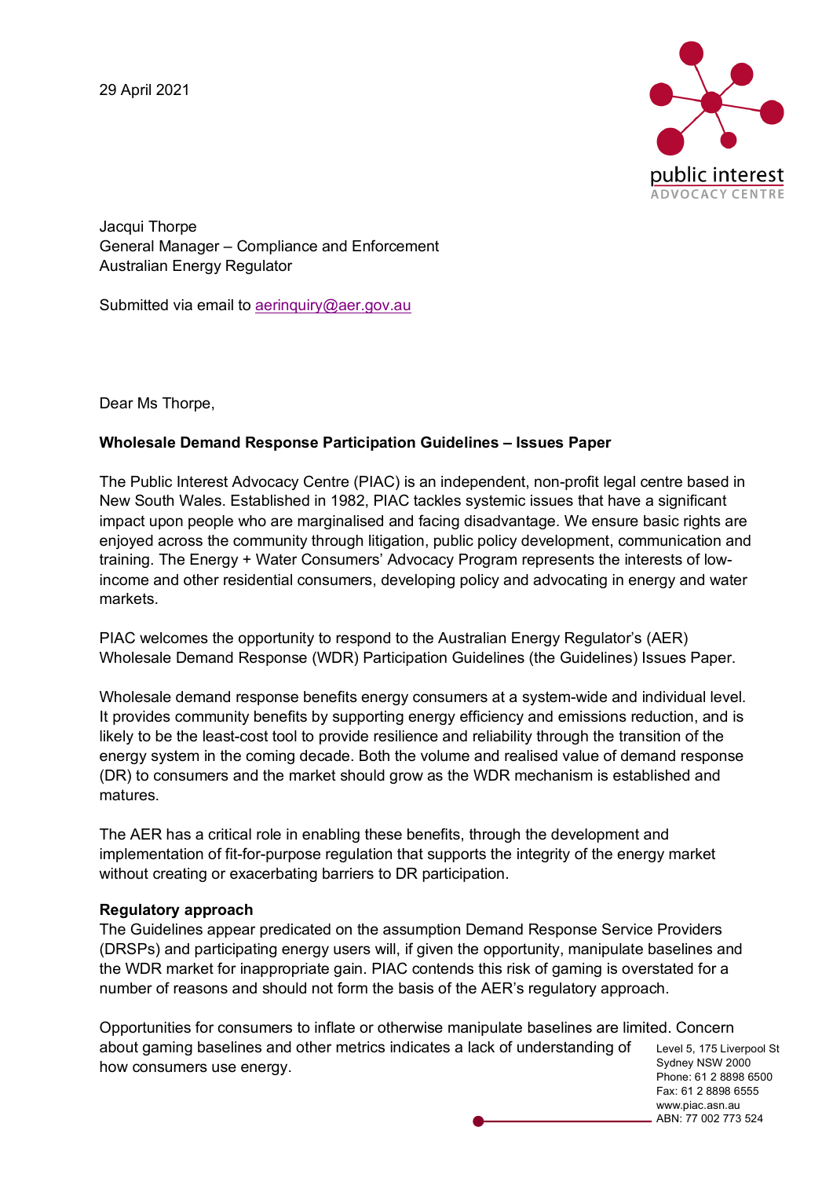29 April 2021

Jacqui Thorpe
General Manager – Compliance and Enforcement
Australian Energy Regulator

Submitted via email to aerinquiry@aer.gov.au

Dear Ms Thorpe,

**Wholesale Demand Response Participation Guidelines – Issues Paper**

The Public Interest Advocacy Centre (PIAC) is an independent, non-profit legal centre based in New South Wales. Established in 1982, PIAC tackles systemic issues that have a significant impact upon people who are marginalised and facing disadvantage. We ensure basic rights are enjoyed across the community through litigation, public policy development, communication and training. The Energy + Water Consumers' Advocacy Program represents the interests of low-income and other residential consumers, developing policy and advocating in energy and water markets.

PIAC welcomes the opportunity to respond to the Australian Energy Regulator's (AER) Wholesale Demand Response (WDR) Participation Guidelines (the Guidelines) Issues Paper.

Wholesale demand response benefits energy consumers at a system-wide and individual level. It provides community benefits by supporting energy efficiency and emissions reduction, and is likely to be the least-cost tool to provide resilience and reliability through the transition of the energy system in the coming decade. Both the volume and realised value of demand response (DR) to consumers and the market should grow as the WDR mechanism is established and matures.

The AER has a critical role in enabling these benefits, through the development and implementation of fit-for-purpose regulation that supports the integrity of the energy market without creating or exacerbating barriers to DR participation.

**Regulatory approach**

The Guidelines appear predicated on the assumption Demand Response Service Providers (DRSPs) and participating energy users will, if given the opportunity, manipulate baselines and the WDR market for inappropriate gain. PIAC contends this risk of gaming is overstated for a number of reasons and should not form the basis of the AER's regulatory approach.

Opportunities for consumers to inflate or otherwise manipulate baselines are limited. Concern about gaming baselines and other metrics indicates a lack of understanding of how consumers use energy.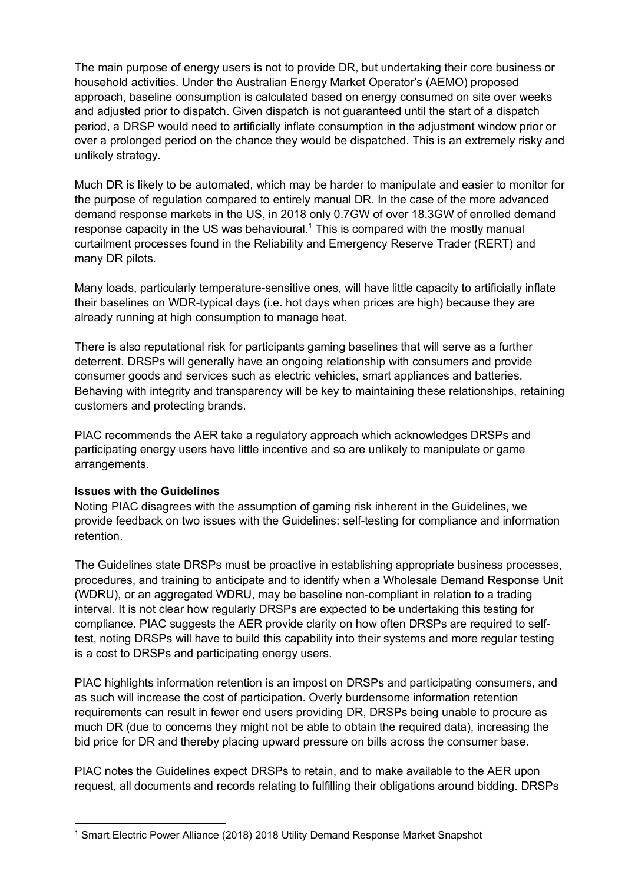The main purpose of energy users is not to provide DR, but undertaking their core business or household activities. Under the Australian Energy Market Operator's (AEMO) proposed approach, baseline consumption is calculated based on energy consumed on site over weeks and adjusted prior to dispatch. Given dispatch is not guaranteed until the start of a dispatch period, a DRSP would need to artificially inflate consumption in the adjustment window prior or over a prolonged period on the chance they would be dispatched. This is an extremely risky and unlikely strategy.

Much DR is likely to be automated, which may be harder to manipulate and easier to monitor for the purpose of regulation compared to entirely manual DR. In the case of the more advanced demand response markets in the US, in 2018 only 0.7GW of over 18.3GW of enrolled demand response capacity in the US was behavioural.[1] This is compared with the mostly manual curtailment processes found in the Reliability and Emergency Reserve Trader (RERT) and many DR pilots.

Many loads, particularly temperature-sensitive ones, will have little capacity to artificially inflate their baselines on WDR-typical days (i.e. hot days when prices are high) because they are already running at high consumption to manage heat.

There is also reputational risk for participants gaming baselines that will serve as a further deterrent. DRSPs will generally have an ongoing relationship with consumers and provide consumer goods and services such as electric vehicles, smart appliances and batteries. Behaving with integrity and transparency will be key to maintaining these relationships, retaining customers and protecting brands.

PIAC recommends the AER take a regulatory approach which acknowledges DRSPs and participating energy users have little incentive and so are unlikely to manipulate or game arrangements.

**Issues with the Guidelines**

Noting PIAC disagrees with the assumption of gaming risk inherent in the Guidelines, we provide feedback on two issues with the Guidelines: self-testing for compliance and information retention.

The Guidelines state DRSPs must be proactive in establishing appropriate business processes, procedures, and training to anticipate and to identify when a Wholesale Demand Response Unit (WDRU), or an aggregated WDRU, may be baseline non-compliant in relation to a trading interval. It is not clear how regularly DRSPs are expected to be undertaking this testing for compliance. PIAC suggests the AER provide clarity on how often DRSPs are required to self-test, noting DRSPs will have to build this capability into their systems and more regular testing is a cost to DRSPs and participating energy users.

PIAC highlights information retention is an impost on DRSPs and participating consumers, and as such will increase the cost of participation. Overly burdensome information retention requirements can result in fewer end users providing DR, DRSPs being unable to procure as much DR (due to concerns they might not be able to obtain the required data), increasing the bid price for DR and thereby placing upward pressure on bills across the consumer base.

PIAC notes the Guidelines expect DRSPs to retain, and to make available to the AER upon request, all documents and records relating to fulfilling their obligations around bidding. DRSPs

[1] Smart Electric Power Alliance (2018) 2018 Utility Demand Response Market Snapshot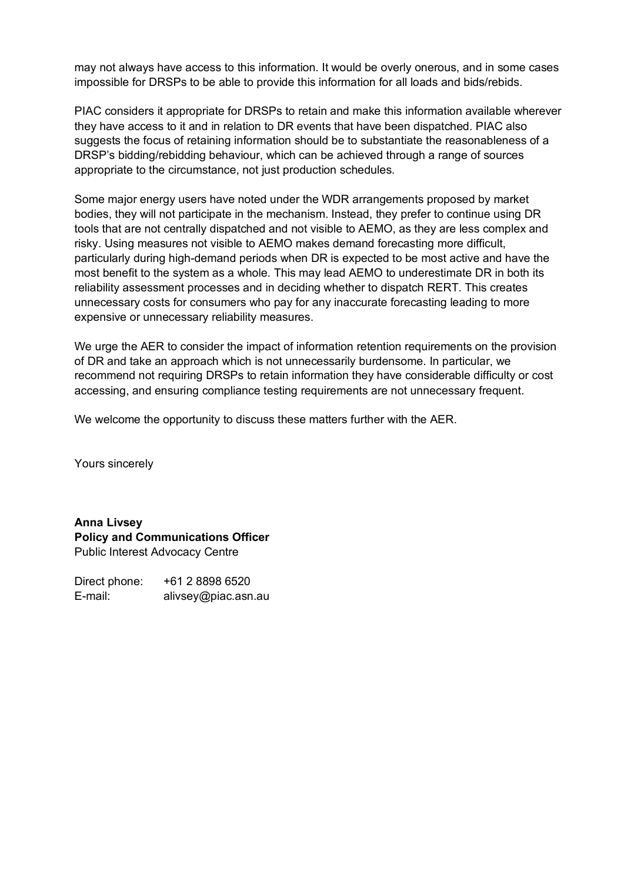may not always have access to this information. It would be overly onerous, and in some cases impossible for DRSPs to be able to provide this information for all loads and bids/rebids.

PIAC considers it appropriate for DRSPs to retain and make this information available wherever they have access to it and in relation to DR events that have been dispatched. PIAC also suggests the focus of retaining information should be to substantiate the reasonableness of a DRSP's bidding/rebidding behaviour, which can be achieved through a range of sources appropriate to the circumstance, not just production schedules.

Some major energy users have noted under the WDR arrangements proposed by market bodies, they will not participate in the mechanism. Instead, they prefer to continue using DR tools that are not centrally dispatched and not visible to AEMO, as they are less complex and risky. Using measures not visible to AEMO makes demand forecasting more difficult, particularly during high-demand periods when DR is expected to be most active and have the most benefit to the system as a whole. This may lead AEMO to underestimate DR in both its reliability assessment processes and in deciding whether to dispatch RERT. This creates unnecessary costs for consumers who pay for any inaccurate forecasting leading to more expensive or unnecessary reliability measures.

We urge the AER to consider the impact of information retention requirements on the provision of DR and take an approach which is not unnecessarily burdensome. In particular, we recommend not requiring DRSPs to retain information they have considerable difficulty or cost accessing, and ensuring compliance testing requirements are not unnecessary frequent.

We welcome the opportunity to discuss these matters further with the AER.

Yours sincerely

**Anna Livsey**
**Policy and Communications Officer**
Public Interest Advocacy Centre

Direct phone: +61 2 8898 6520
E-mail: alivsey@piac.asn.au